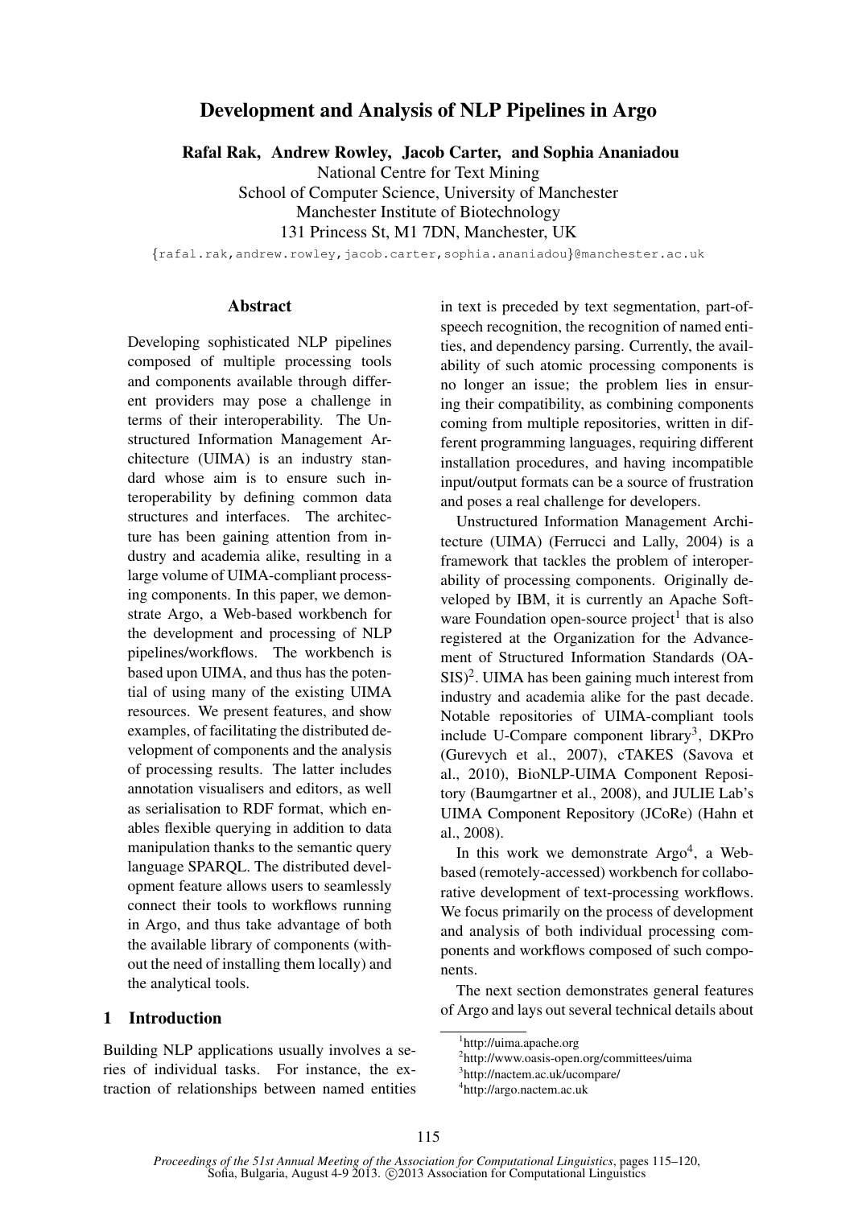# Development and Analysis of NLP Pipelines in Argo

**Rafal Rak, Andrew Rowley, Jacob Carter, and Sophia Ananiadou**

National Centre for Text Mining
School of Computer Science, University of Manchester
Manchester Institute of Biotechnology
131 Princess St, M1 7DN, Manchester, UK

{rafal.rak,andrew.rowley,jacob.carter,sophia.ananiadou}@manchester.ac.uk

## Abstract

Developing sophisticated NLP pipelines composed of multiple processing tools and components available through different providers may pose a challenge in terms of their interoperability. The Unstructured Information Management Architecture (UIMA) is an industry standard whose aim is to ensure such interoperability by defining common data structures and interfaces. The architecture has been gaining attention from industry and academia alike, resulting in a large volume of UIMA-compliant processing components. In this paper, we demonstrate Argo, a Web-based workbench for the development and processing of NLP pipelines/workflows. The workbench is based upon UIMA, and thus has the potential of using many of the existing UIMA resources. We present features, and show examples, of facilitating the distributed development of components and the analysis of processing results. The latter includes annotation visualisers and editors, as well as serialisation to RDF format, which enables flexible querying in addition to data manipulation thanks to the semantic query language SPARQL. The distributed development feature allows users to seamlessly connect their tools to workflows running in Argo, and thus take advantage of both the available library of components (without the need of installing them locally) and the analytical tools.

## 1 Introduction

Building NLP applications usually involves a series of individual tasks. For instance, the extraction of relationships between named entities in text is preceded by text segmentation, part-of-speech recognition, the recognition of named entities, and dependency parsing. Currently, the availability of such atomic processing components is no longer an issue; the problem lies in ensuring their compatibility, as combining components coming from multiple repositories, written in different programming languages, requiring different installation procedures, and having incompatible input/output formats can be a source of frustration and poses a real challenge for developers.

Unstructured Information Management Architecture (UIMA) (Ferrucci and Lally, 2004) is a framework that tackles the problem of interoperability of processing components. Originally developed by IBM, it is currently an Apache Software Foundation open-source project[1] that is also registered at the Organization for the Advancement of Structured Information Standards (OASIS)[2]. UIMA has been gaining much interest from industry and academia alike for the past decade. Notable repositories of UIMA-compliant tools include U-Compare component library[3], DKPro (Gurevych et al., 2007), cTAKES (Savova et al., 2010), BioNLP-UIMA Component Repository (Baumgartner et al., 2008), and JULIE Lab's UIMA Component Repository (JCoRe) (Hahn et al., 2008).

In this work we demonstrate Argo[4], a Web-based (remotely-accessed) workbench for collaborative development of text-processing workflows. We focus primarily on the process of development and analysis of both individual processing components and workflows composed of such components.

The next section demonstrates general features of Argo and lays out several technical details about

[1] http://uima.apache.org
[2] http://www.oasis-open.org/committees/uima
[3] http://nactem.ac.uk/ucompare/
[4] http://argo.nactem.ac.uk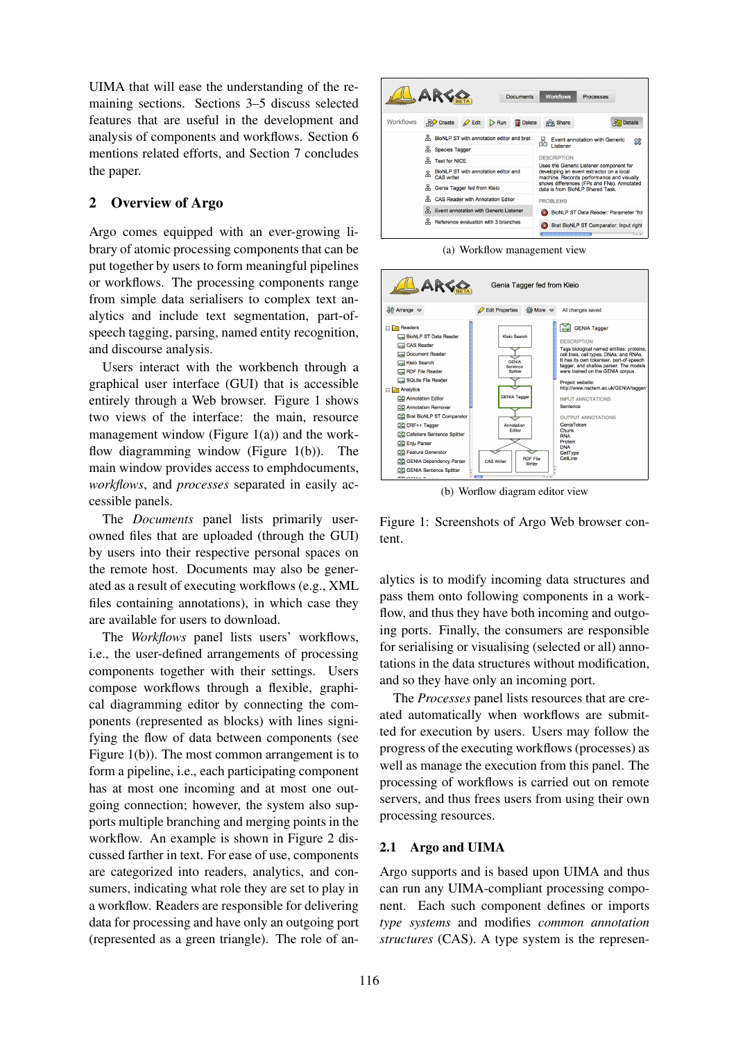UIMA that will ease the understanding of the remaining sections. Sections 3–5 discuss selected features that are useful in the development and analysis of components and workflows. Section 6 mentions related efforts, and Section 7 concludes the paper.

## 2 Overview of Argo

Argo comes equipped with an ever-growing library of atomic processing components that can be put together by users to form meaningful pipelines or workflows. The processing components range from simple data serialisers to complex text analytics and include text segmentation, part-of-speech tagging, parsing, named entity recognition, and discourse analysis.

Users interact with the workbench through a graphical user interface (GUI) that is accessible entirely through a Web browser. Figure 1 shows two views of the interface: the main, resource management window (Figure 1(a)) and the workflow diagramming window (Figure 1(b)). The main window provides access to emphdocuments, *workflows*, and *processes* separated in easily accessible panels.

The *Documents* panel lists primarily user-owned files that are uploaded (through the GUI) by users into their respective personal spaces on the remote host. Documents may also be generated as a result of executing workflows (e.g., XML files containing annotations), in which case they are available for users to download.

The *Workflows* panel lists users' workflows, i.e., the user-defined arrangements of processing components together with their settings. Users compose workflows through a flexible, graphical diagramming editor by connecting the components (represented as blocks) with lines signifying the flow of data between components (see Figure 1(b)). The most common arrangement is to form a pipeline, i.e., each participating component has at most one incoming and at most one outgoing connection; however, the system also supports multiple branching and merging points in the workflow. An example is shown in Figure 2 discussed farther in text. For ease of use, components are categorized into readers, analytics, and consumers, indicating what role they are set to play in a workflow. Readers are responsible for delivering data for processing and have only an outgoing port (represented as a green triangle). The role of analytics is to modify incoming data structures and pass them onto following components in a workflow, and thus they have both incoming and outgoing ports. Finally, the consumers are responsible for serialising or visualising (selected or all) annotations in the data structures without modification, and so they have only an incoming port.

(a) Workflow management view

(b) Worflow diagram editor view

Figure 1: Screenshots of Argo Web browser content.

The *Processes* panel lists resources that are created automatically when workflows are submitted for execution by users. Users may follow the progress of the executing workflows (processes) as well as manage the execution from this panel. The processing of workflows is carried out on remote servers, and thus frees users from using their own processing resources.

### 2.1 Argo and UIMA

Argo supports and is based upon UIMA and thus can run any UIMA-compliant processing component. Each such component defines or imports *type systems* and modifies *common annotation structures* (CAS). A type system is the represen-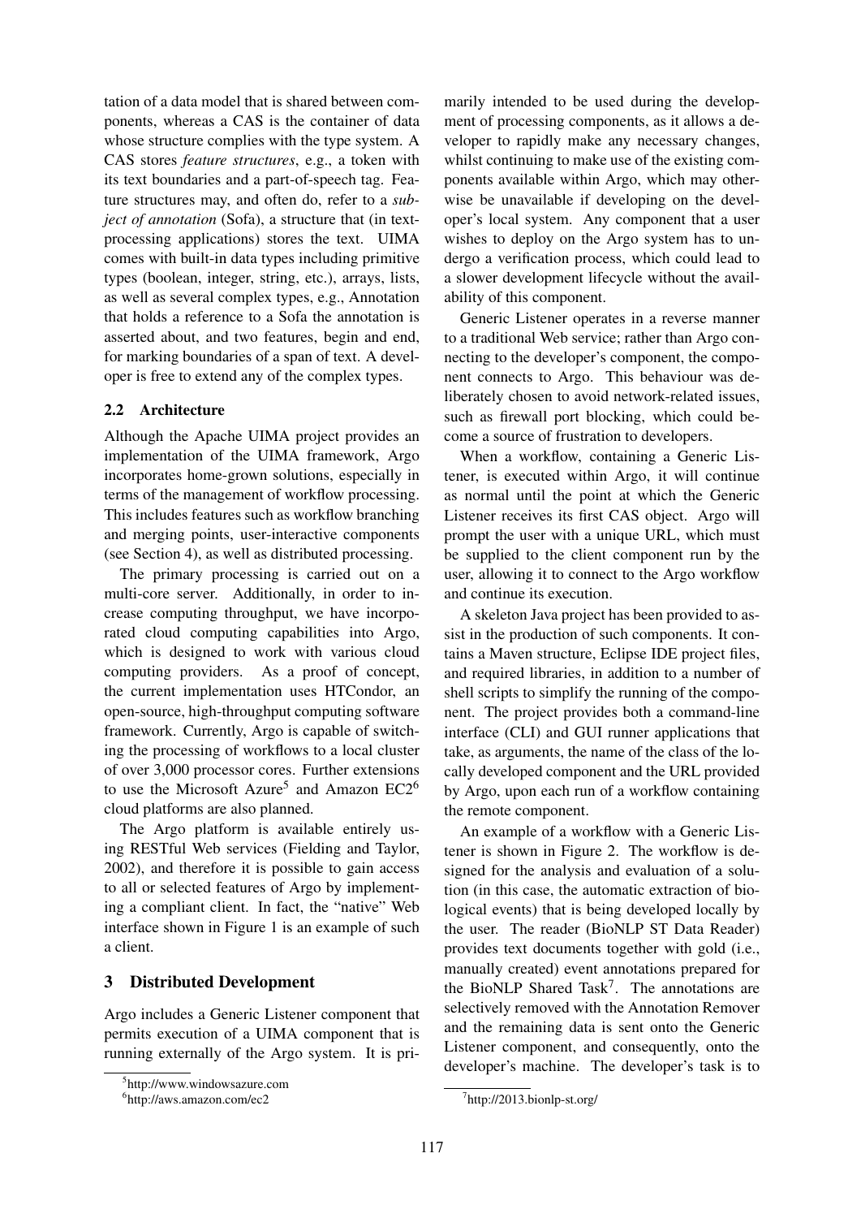tation of a data model that is shared between components, whereas a CAS is the container of data whose structure complies with the type system. A CAS stores *feature structures*, e.g., a token with its text boundaries and a part-of-speech tag. Feature structures may, and often do, refer to a *subject of annotation* (Sofa), a structure that (in text-processing applications) stores the text. UIMA comes with built-in data types including primitive types (boolean, integer, string, etc.), arrays, lists, as well as several complex types, e.g., Annotation that holds a reference to a Sofa the annotation is asserted about, and two features, begin and end, for marking boundaries of a span of text. A developer is free to extend any of the complex types.

## 2.2 Architecture

Although the Apache UIMA project provides an implementation of the UIMA framework, Argo incorporates home-grown solutions, especially in terms of the management of workflow processing. This includes features such as workflow branching and merging points, user-interactive components (see Section 4), as well as distributed processing.

The primary processing is carried out on a multi-core server. Additionally, in order to increase computing throughput, we have incorporated cloud computing capabilities into Argo, which is designed to work with various cloud computing providers. As a proof of concept, the current implementation uses HTCondor, an open-source, high-throughput computing software framework. Currently, Argo is capable of switching the processing of workflows to a local cluster of over 3,000 processor cores. Further extensions to use the Microsoft Azure[5] and Amazon EC2[6] cloud platforms are also planned.

The Argo platform is available entirely using RESTful Web services (Fielding and Taylor, 2002), and therefore it is possible to gain access to all or selected features of Argo by implementing a compliant client. In fact, the "native" Web interface shown in Figure 1 is an example of such a client.

# 3 Distributed Development

Argo includes a Generic Listener component that permits execution of a UIMA component that is running externally of the Argo system. It is primarily intended to be used during the development of processing components, as it allows a developer to rapidly make any necessary changes, whilst continuing to make use of the existing components available within Argo, which may otherwise be unavailable if developing on the developer's local system. Any component that a user wishes to deploy on the Argo system has to undergo a verification process, which could lead to a slower development lifecycle without the availability of this component.

Generic Listener operates in a reverse manner to a traditional Web service; rather than Argo connecting to the developer's component, the component connects to Argo. This behaviour was deliberately chosen to avoid network-related issues, such as firewall port blocking, which could become a source of frustration to developers.

When a workflow, containing a Generic Listener, is executed within Argo, it will continue as normal until the point at which the Generic Listener receives its first CAS object. Argo will prompt the user with a unique URL, which must be supplied to the client component run by the user, allowing it to connect to the Argo workflow and continue its execution.

A skeleton Java project has been provided to assist in the production of such components. It contains a Maven structure, Eclipse IDE project files, and required libraries, in addition to a number of shell scripts to simplify the running of the component. The project provides both a command-line interface (CLI) and GUI runner applications that take, as arguments, the name of the class of the locally developed component and the URL provided by Argo, upon each run of a workflow containing the remote component.

An example of a workflow with a Generic Listener is shown in Figure 2. The workflow is designed for the analysis and evaluation of a solution (in this case, the automatic extraction of biological events) that is being developed locally by the user. The reader (BioNLP ST Data Reader) provides text documents together with gold (i.e., manually created) event annotations prepared for the BioNLP Shared Task[7]. The annotations are selectively removed with the Annotation Remover and the remaining data is sent onto the Generic Listener component, and consequently, onto the developer's machine. The developer's task is to

[5] http://www.windowsazure.com

[6] http://aws.amazon.com/ec2

[7] http://2013.bionlp-st.org/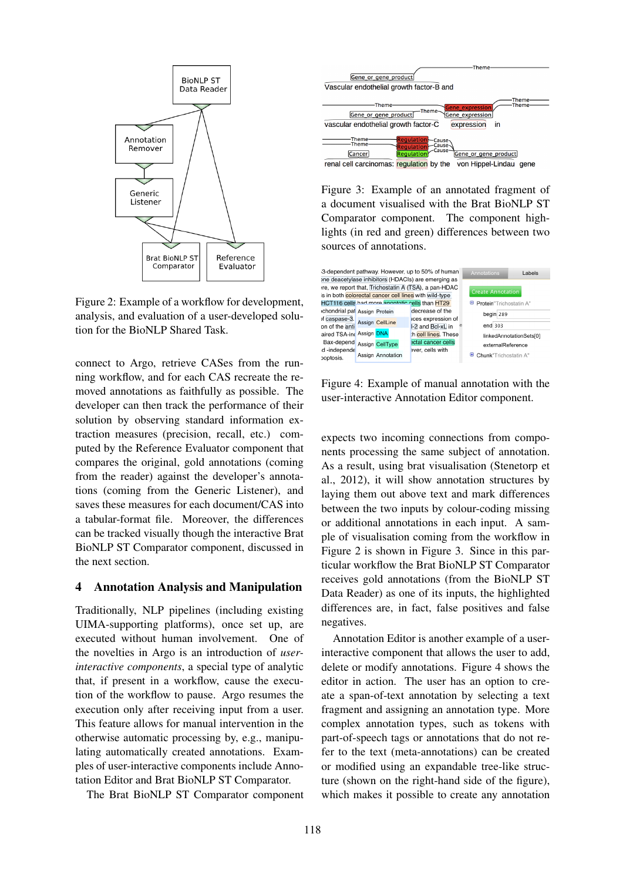Figure 2: Example of a workflow for development, analysis, and evaluation of a user-developed solution for the BioNLP Shared Task.

connect to Argo, retrieve CASes from the running workflow, and for each CAS recreate the removed annotations as faithfully as possible. The developer can then track the performance of their solution by observing standard information extraction measures (precision, recall, etc.) computed by the Reference Evaluator component that compares the original, gold annotations (coming from the reader) against the developer's annotations (coming from the Generic Listener), and saves these measures for each document/CAS into a tabular-format file. Moreover, the differences can be tracked visually though the interactive Brat BioNLP ST Comparator component, discussed in the next section.

## 4 Annotation Analysis and Manipulation

Traditionally, NLP pipelines (including existing UIMA-supporting platforms), once set up, are executed without human involvement. One of the novelties in Argo is an introduction of *user-interactive components*, a special type of analytic that, if present in a workflow, cause the execution of the workflow to pause. Argo resumes the execution only after receiving input from a user. This feature allows for manual intervention in the otherwise automatic processing by, e.g., manipulating automatically created annotations. Examples of user-interactive components include Annotation Editor and Brat BioNLP ST Comparator.

The Brat BioNLP ST Comparator component expects two incoming connections from components processing the same subject of annotation. As a result, using brat visualisation (Stenetorp et al., 2012), it will show annotation structures by laying them out above text and mark differences between the two inputs by colour-coding missing or additional annotations in each input. A sample of visualisation coming from the workflow in Figure 2 is shown in Figure 3. Since in this particular workflow the Brat BioNLP ST Comparator receives gold annotations (from the BioNLP ST Data Reader) as one of its inputs, the highlighted differences are, in fact, false positives and false negatives.

Figure 3: Example of an annotated fragment of a document visualised with the Brat BioNLP ST Comparator component. The component highlights (in red and green) differences between two sources of annotations.

Figure 4: Example of manual annotation with the user-interactive Annotation Editor component.

Annotation Editor is another example of a user-interactive component that allows the user to add, delete or modify annotations. Figure 4 shows the editor in action. The user has an option to create a span-of-text annotation by selecting a text fragment and assigning an annotation type. More complex annotation types, such as tokens with part-of-speech tags or annotations that do not refer to the text (meta-annotations) can be created or modified using an expandable tree-like structure (shown on the right-hand side of the figure), which makes it possible to create any annotation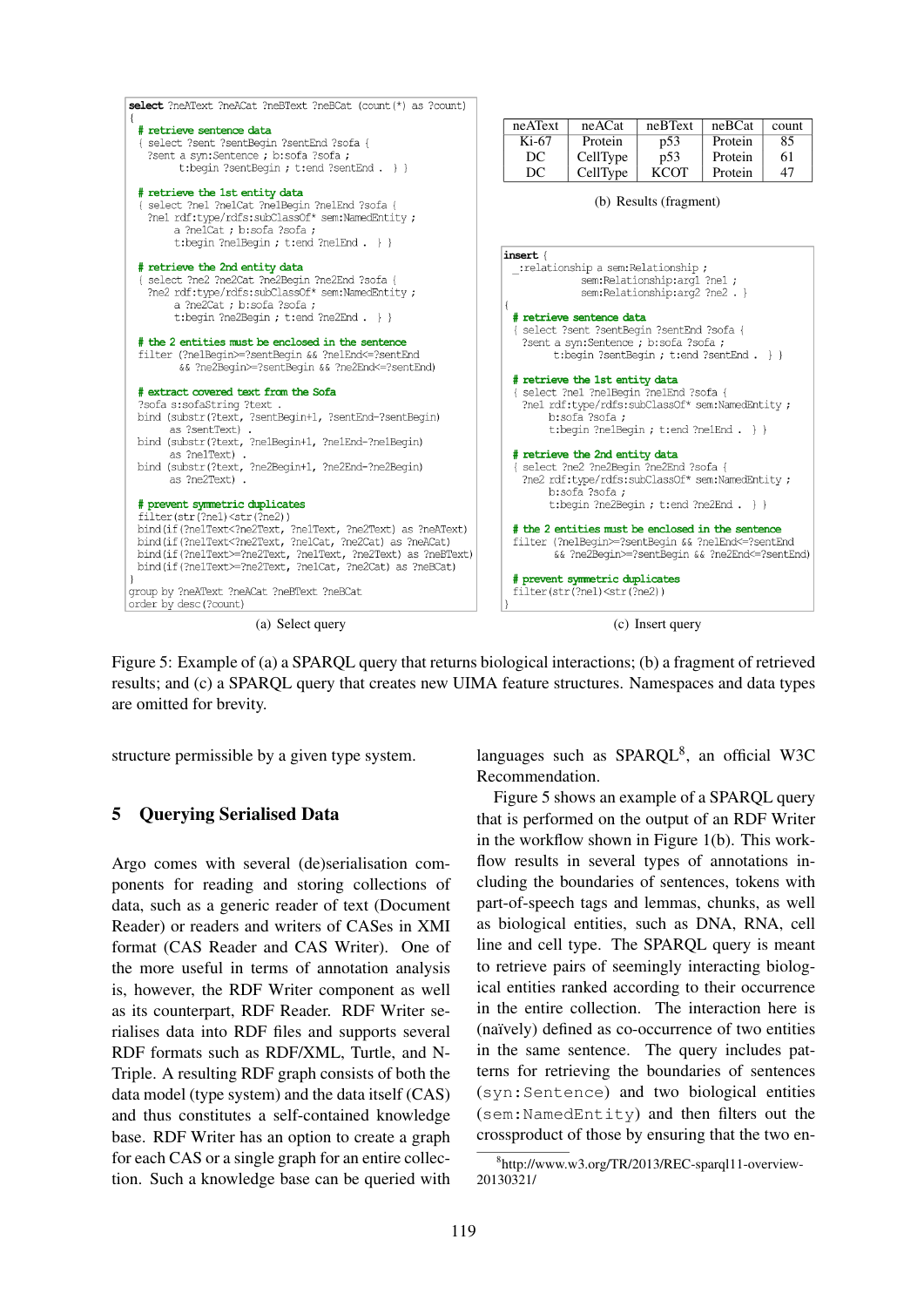```
select ?neAText ?neACat ?neBText ?neBCat (count(*) as ?count)
{
  # retrieve sentence data
  { select ?sent ?sentBegin ?sentEnd ?sofa {
    ?sent a syn:Sentence ; b:sofa ?sofa ;
         t:begin ?sentBegin ; t:end ?sentEnd . } }

  # retrieve the 1st entity data
  { select ?ne1 ?ne1Cat ?ne1Begin ?ne1End ?sofa {
    ?ne1 rdf:type/rdfs:subClassOf* sem:NamedEntity ;
         a ?ne1Cat ; b:sofa ?sofa ;
         t:begin ?ne1Begin ; t:end ?ne1End . } }

  # retrieve the 2nd entity data
  { select ?ne2 ?ne2Cat ?ne2Begin ?ne2End ?sofa {
    ?ne2 rdf:type/rdfs:subClassOf* sem:NamedEntity ;
         a ?ne2Cat ; b:sofa ?sofa ;
         t:begin ?ne2Begin ; t:end ?ne2End . } }

  # the 2 entities must be enclosed in the sentence
  filter (?ne1Begin>=?sentBegin && ?ne1End<=?sentEnd
         && ?ne2Begin>=?sentBegin && ?ne2End<=?sentEnd)

  # extract covered text from the Sofa
  ?sofa s:sofaString ?text .
  bind (substr(?text, ?sentBegin+1, ?sentEnd-?sentBegin)
       as ?sentText) .
  bind (substr(?text, ?ne1Begin+1, ?ne1End-?ne1Begin)
       as ?ne1Text) .
  bind (substr(?text, ?ne2Begin+1, ?ne2End-?ne2Begin)
       as ?ne2Text) .

  # prevent symmetric duplicates
  filter(str(?ne1)<str(?ne2))
  bind(if(?ne1Text<?ne2Text, ?ne1Text, ?ne2Text) as ?neAText)
  bind(if(?ne1Text<?ne2Text, ?ne1Cat, ?ne2Cat) as ?neACat)
  bind(if(?ne1Text>=?ne2Text, ?ne1Text, ?ne2Text) as ?neBText)
  bind(if(?ne1Text>=?ne2Text, ?ne1Cat, ?ne2Cat) as ?neBCat)
}
group by ?neAText ?neACat ?neBText ?neBCat
order by desc(?count)
```

(a) Select query

| neAText | neACat | neBText | neBCat | count |
|---|---|---|---|---|
| Ki-67 | Protein | p53 | Protein | 85 |
| DC | CellType | p53 | Protein | 61 |
| DC | CellType | KCOT | Protein | 47 |

(b) Results (fragment)

```
insert {
  _:relationship a sem:Relationship ;
         sem:Relationship:arg1 ?ne1 ;
         sem:Relationship:arg2 ?ne2 . }
{
  # retrieve sentence data
  { select ?sent ?sentBegin ?sentEnd ?sofa {
    ?sent a syn:Sentence ; b:sofa ?sofa ;
         t:begin ?sentBegin ; t:end ?sentEnd . } }

  # retrieve the 1st entity data
  { select ?ne1 ?ne1Begin ?ne1End ?sofa {
    ?ne1 rdf:type/rdfs:subClassOf* sem:NamedEntity ;
         b:sofa ?sofa ;
         t:begin ?ne1Begin ; t:end ?ne1End . } }

  # retrieve the 2nd entity data
  { select ?ne2 ?ne2Begin ?ne2End ?sofa {
    ?ne2 rdf:type/rdfs:subClassOf* sem:NamedEntity ;
         b:sofa ?sofa ;
         t:begin ?ne2Begin ; t:end ?ne2End . } }

  # the 2 entities must be enclosed in the sentence
  filter (?ne1Begin>=?sentBegin && ?ne1End<=?sentEnd
         && ?ne2Begin>=?sentBegin && ?ne2End<=?sentEnd)

  # prevent symmetric duplicates
  filter(str(?ne1)<str(?ne2))
}
```

(c) Insert query

Figure 5: Example of (a) a SPARQL query that returns biological interactions; (b) a fragment of retrieved results; and (c) a SPARQL query that creates new UIMA feature structures. Namespaces and data types are omitted for brevity.

structure permissible by a given type system.

## 5 Querying Serialised Data

Argo comes with several (de)serialisation components for reading and storing collections of data, such as a generic reader of text (Document Reader) or readers and writers of CASes in XMI format (CAS Reader and CAS Writer). One of the more useful in terms of annotation analysis is, however, the RDF Writer component as well as its counterpart, RDF Reader. RDF Writer serialises data into RDF files and supports several RDF formats such as RDF/XML, Turtle, and N-Triple. A resulting RDF graph consists of both the data model (type system) and the data itself (CAS) and thus constitutes a self-contained knowledge base. RDF Writer has an option to create a graph for each CAS or a single graph for an entire collection. Such a knowledge base can be queried with languages such as SPARQL[8], an official W3C Recommendation.

Figure 5 shows an example of a SPARQL query that is performed on the output of an RDF Writer in the workflow shown in Figure 1(b). This workflow results in several types of annotations including the boundaries of sentences, tokens with part-of-speech tags and lemmas, chunks, as well as biological entities, such as DNA, RNA, cell line and cell type. The SPARQL query is meant to retrieve pairs of seemingly interacting biological entities ranked according to their occurrence in the entire collection. The interaction here is (naïvely) defined as co-occurrence of two entities in the same sentence. The query includes patterns for retrieving the boundaries of sentences (`syn:Sentence`) and two biological entities (`sem:NamedEntity`) and then filters out the crossproduct of those by ensuring that the two en-

[8] http://www.w3.org/TR/2013/REC-sparql11-overview-20130321/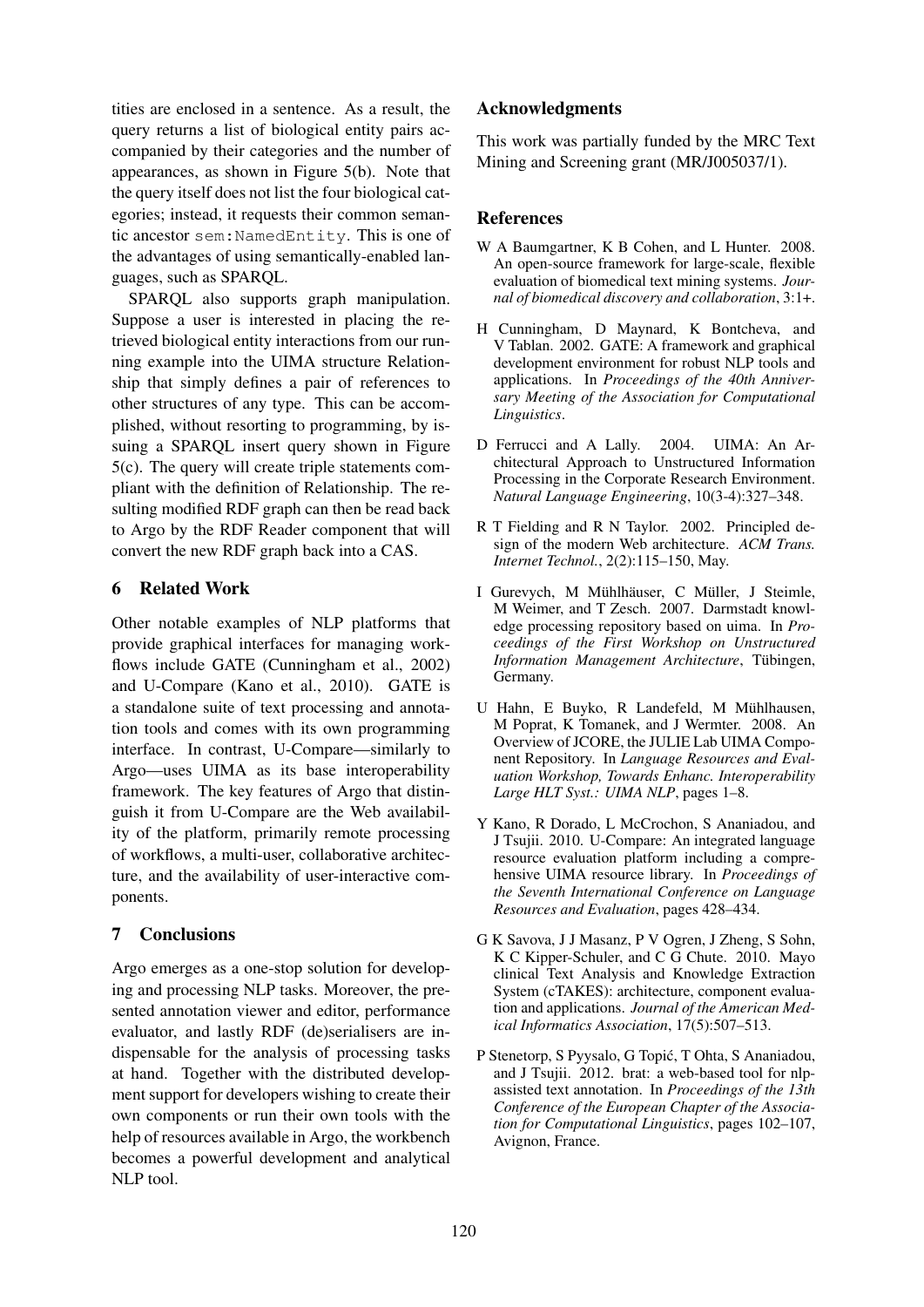tities are enclosed in a sentence. As a result, the query returns a list of biological entity pairs accompanied by their categories and the number of appearances, as shown in Figure 5(b). Note that the query itself does not list the four biological categories; instead, it requests their common semantic ancestor `sem:NamedEntity`. This is one of the advantages of using semantically-enabled languages, such as SPARQL.

SPARQL also supports graph manipulation. Suppose a user is interested in placing the retrieved biological entity interactions from our running example into the UIMA structure Relationship that simply defines a pair of references to other structures of any type. This can be accomplished, without resorting to programming, by issuing a SPARQL insert query shown in Figure 5(c). The query will create triple statements compliant with the definition of Relationship. The resulting modified RDF graph can then be read back to Argo by the RDF Reader component that will convert the new RDF graph back into a CAS.

## 6 Related Work

Other notable examples of NLP platforms that provide graphical interfaces for managing workflows include GATE (Cunningham et al., 2002) and U-Compare (Kano et al., 2010). GATE is a standalone suite of text processing and annotation tools and comes with its own programming interface. In contrast, U-Compare—similarly to Argo—uses UIMA as its base interoperability framework. The key features of Argo that distinguish it from U-Compare are the Web availability of the platform, primarily remote processing of workflows, a multi-user, collaborative architecture, and the availability of user-interactive components.

## 7 Conclusions

Argo emerges as a one-stop solution for developing and processing NLP tasks. Moreover, the presented annotation viewer and editor, performance evaluator, and lastly RDF (de)serialisers are indispensable for the analysis of processing tasks at hand. Together with the distributed development support for developers wishing to create their own components or run their own tools with the help of resources available in Argo, the workbench becomes a powerful development and analytical NLP tool.

## Acknowledgments

This work was partially funded by the MRC Text Mining and Screening grant (MR/J005037/1).

## References

W A Baumgartner, K B Cohen, and L Hunter. 2008. An open-source framework for large-scale, flexible evaluation of biomedical text mining systems. *Journal of biomedical discovery and collaboration*, 3:1+.

H Cunningham, D Maynard, K Bontcheva, and V Tablan. 2002. GATE: A framework and graphical development environment for robust NLP tools and applications. In *Proceedings of the 40th Anniversary Meeting of the Association for Computational Linguistics*.

D Ferrucci and A Lally. 2004. UIMA: An Architectural Approach to Unstructured Information Processing in the Corporate Research Environment. *Natural Language Engineering*, 10(3-4):327–348.

R T Fielding and R N Taylor. 2002. Principled design of the modern Web architecture. *ACM Trans. Internet Technol.*, 2(2):115–150, May.

I Gurevych, M Mühlhäuser, C Müller, J Steimle, M Weimer, and T Zesch. 2007. Darmstadt knowledge processing repository based on uima. In *Proceedings of the First Workshop on Unstructured Information Management Architecture*, Tübingen, Germany.

U Hahn, E Buyko, R Landefeld, M Mühlhausen, M Poprat, K Tomanek, and J Wermter. 2008. An Overview of JCORE, the JULIE Lab UIMA Component Repository. In *Language Resources and Evaluation Workshop, Towards Enhanc. Interoperability Large HLT Syst.: UIMA NLP*, pages 1–8.

Y Kano, R Dorado, L McCrochon, S Ananiadou, and J Tsujii. 2010. U-Compare: An integrated language resource evaluation platform including a comprehensive UIMA resource library. In *Proceedings of the Seventh International Conference on Language Resources and Evaluation*, pages 428–434.

G K Savova, J J Masanz, P V Ogren, J Zheng, S Sohn, K C Kipper-Schuler, and C G Chute. 2010. Mayo clinical Text Analysis and Knowledge Extraction System (cTAKES): architecture, component evaluation and applications. *Journal of the American Medical Informatics Association*, 17(5):507–513.

P Stenetorp, S Pyysalo, G Topić, T Ohta, S Ananiadou, and J Tsujii. 2012. brat: a web-based tool for nlp-assisted text annotation. In *Proceedings of the 13th Conference of the European Chapter of the Association for Computational Linguistics*, pages 102–107, Avignon, France.